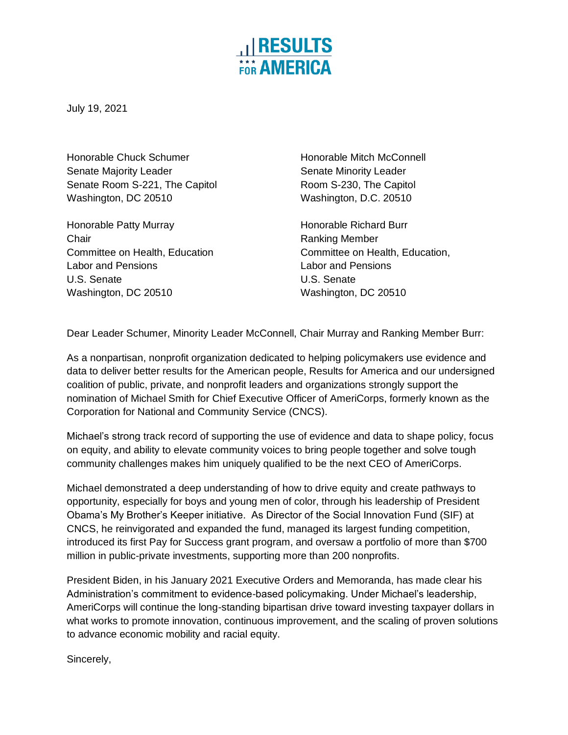RESULTS FOR AMERICA

July 19, 2021

Honorable Chuck Schumer
Senate Majority Leader
Senate Room S-221, The Capitol
Washington, DC 20510

Honorable Mitch McConnell
Senate Minority Leader
Room S-230, The Capitol
Washington, D.C. 20510

Honorable Patty Murray
Chair
Committee on Health, Education
Labor and Pensions
U.S. Senate
Washington, DC 20510

Honorable Richard Burr
Ranking Member
Committee on Health, Education,
Labor and Pensions
U.S. Senate
Washington, DC 20510

Dear Leader Schumer, Minority Leader McConnell, Chair Murray and Ranking Member Burr:

As a nonpartisan, nonprofit organization dedicated to helping policymakers use evidence and data to deliver better results for the American people, Results for America and our undersigned coalition of public, private, and nonprofit leaders and organizations strongly support the nomination of Michael Smith for Chief Executive Officer of AmeriCorps, formerly known as the Corporation for National and Community Service (CNCS).

Michael's strong track record of supporting the use of evidence and data to shape policy, focus on equity, and ability to elevate community voices to bring people together and solve tough community challenges makes him uniquely qualified to be the next CEO of AmeriCorps.

Michael demonstrated a deep understanding of how to drive equity and create pathways to opportunity, especially for boys and young men of color, through his leadership of President Obama's My Brother's Keeper initiative. As Director of the Social Innovation Fund (SIF) at CNCS, he reinvigorated and expanded the fund, managed its largest funding competition, introduced its first Pay for Success grant program, and oversaw a portfolio of more than $700 million in public-private investments, supporting more than 200 nonprofits.

President Biden, in his January 2021 Executive Orders and Memoranda, has made clear his Administration's commitment to evidence-based policymaking. Under Michael's leadership, AmeriCorps will continue the long-standing bipartisan drive toward investing taxpayer dollars in what works to promote innovation, continuous improvement, and the scaling of proven solutions to advance economic mobility and racial equity.

Sincerely,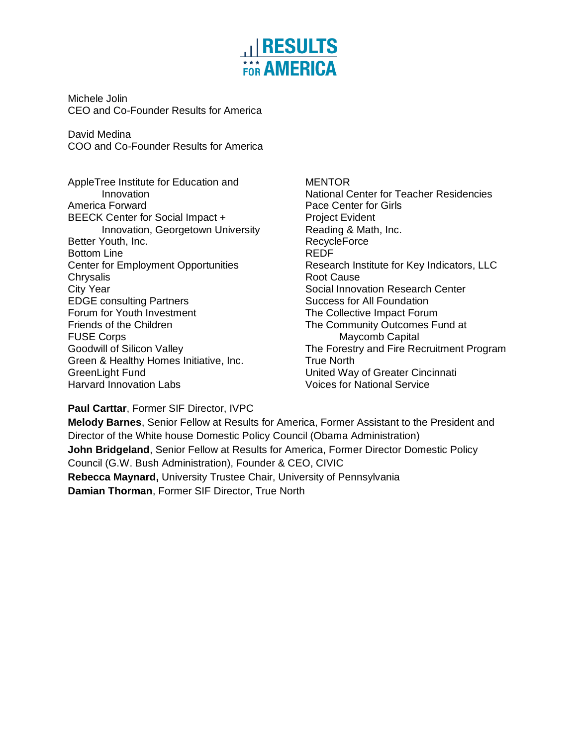RESULTS FOR AMERICA

Michele Jolin
CEO and Co-Founder Results for America

David Medina
COO and Co-Founder Results for America

AppleTree Institute for Education and Innovation
America Forward
BEECK Center for Social Impact + Innovation, Georgetown University
Better Youth, Inc.
Bottom Line
Center for Employment Opportunities
Chrysalis
City Year
EDGE consulting Partners
Forum for Youth Investment
Friends of the Children
FUSE Corps
Goodwill of Silicon Valley
Green & Healthy Homes Initiative, Inc.
GreenLight Fund
Harvard Innovation Labs
MENTOR
National Center for Teacher Residencies
Pace Center for Girls
Project Evident
Reading & Math, Inc.
RecycleForce
REDF
Research Institute for Key Indicators, LLC
Root Cause
Social Innovation Research Center
Success for All Foundation
The Collective Impact Forum
The Community Outcomes Fund at Maycomb Capital
The Forestry and Fire Recruitment Program
True North
United Way of Greater Cincinnati
Voices for National Service

**Paul Carttar**, Former SIF Director, IVPC
**Melody Barnes**, Senior Fellow at Results for America, Former Assistant to the President and Director of the White house Domestic Policy Council (Obama Administration)
**John Bridgeland**, Senior Fellow at Results for America, Former Director Domestic Policy Council (G.W. Bush Administration), Founder & CEO, CIVIC
**Rebecca Maynard,** University Trustee Chair, University of Pennsylvania
**Damian Thorman**, Former SIF Director, True North